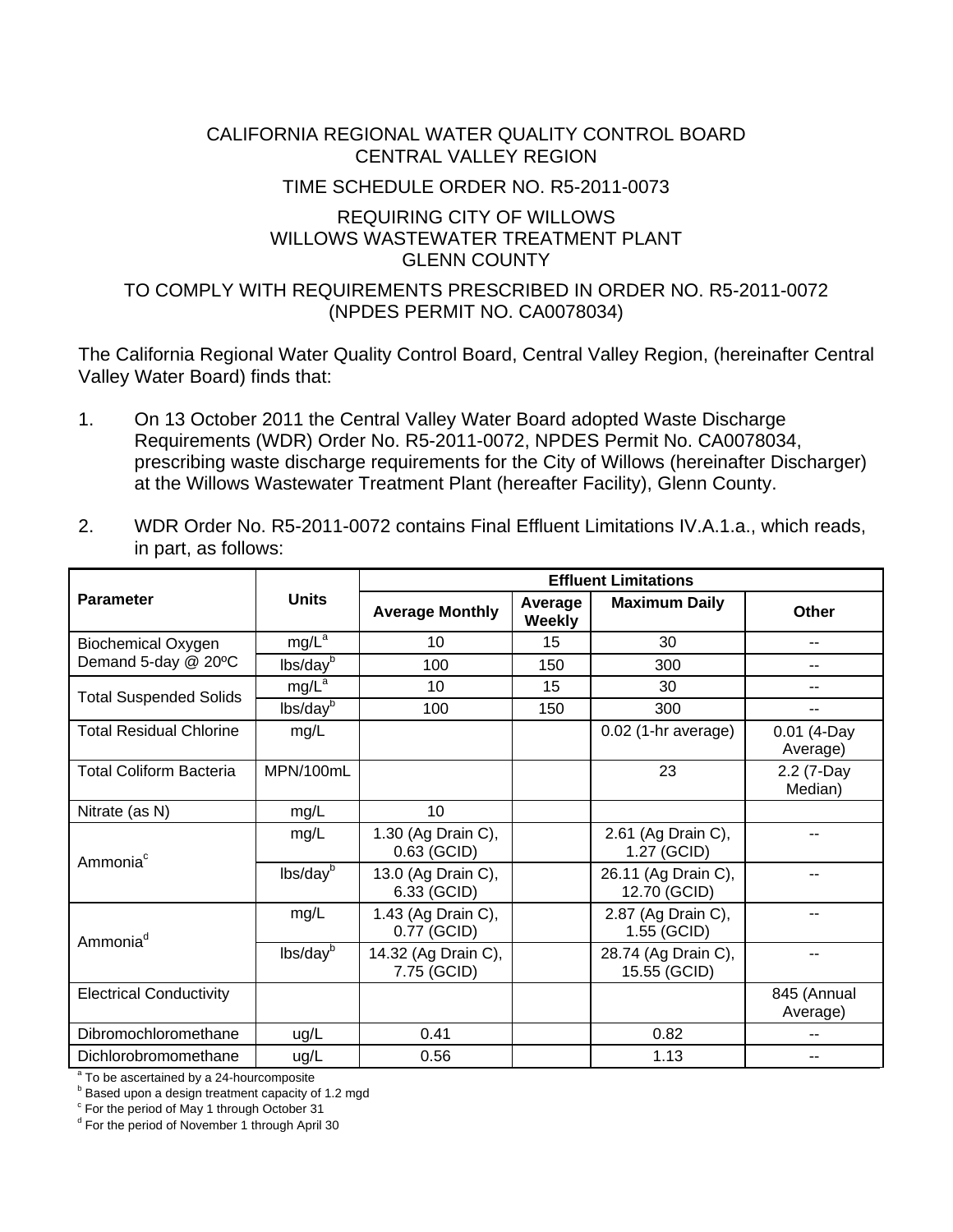CALIFORNIA REGIONAL WATER QUALITY CONTROL BOARD
CENTRAL VALLEY REGION

TIME SCHEDULE ORDER NO. R5-2011-0073

REQUIRING CITY OF WILLOWS
WILLOWS WASTEWATER TREATMENT PLANT
GLENN COUNTY

TO COMPLY WITH REQUIREMENTS PRESCRIBED IN ORDER NO. R5-2011-0072
(NPDES PERMIT NO. CA0078034)

The California Regional Water Quality Control Board, Central Valley Region, (hereinafter Central Valley Water Board) finds that:

1. On 13 October 2011 the Central Valley Water Board adopted Waste Discharge Requirements (WDR) Order No. R5-2011-0072, NPDES Permit No. CA0078034, prescribing waste discharge requirements for the City of Willows (hereinafter Discharger) at the Willows Wastewater Treatment Plant (hereafter Facility), Glenn County.

2. WDR Order No. R5-2011-0072 contains Final Effluent Limitations IV.A.1.a., which reads, in part, as follows:

| Parameter | Units | Effluent Limitations | | | |
|---|---|---|---|---|---|
| | | Average Monthly | Average Weekly | Maximum Daily | Other |
| Biochemical Oxygen Demand 5-day @ 20ºC | mg/L[a] | 10 | 15 | 30 | -- |
| | lbs/day[b] | 100 | 150 | 300 | -- |
| Total Suspended Solids | mg/L[a] | 10 | 15 | 30 | -- |
| | lbs/day[b] | 100 | 150 | 300 | -- |
| Total Residual Chlorine | mg/L | | | 0.02 (1-hr average) | 0.01 (4-Day Average) |
| Total Coliform Bacteria | MPN/100mL | | | 23 | 2.2 (7-Day Median) |
| Nitrate (as N) | mg/L | 10 | | | |
| Ammonia[c] | mg/L | 1.30 (Ag Drain C), 0.63 (GCID) | | 2.61 (Ag Drain C), 1.27 (GCID) | -- |
| | lbs/day[b] | 13.0 (Ag Drain C), 6.33 (GCID) | | 26.11 (Ag Drain C), 12.70 (GCID) | -- |
| Ammonia[d] | mg/L | 1.43 (Ag Drain C), 0.77 (GCID) | | 2.87 (Ag Drain C), 1.55 (GCID) | -- |
| | lbs/day[b] | 14.32 (Ag Drain C), 7.75 (GCID) | | 28.74 (Ag Drain C), 15.55 (GCID) | -- |
| Electrical Conductivity | | | | | 845 (Annual Average) |
| Dibromochloromethane | ug/L | 0.41 | | 0.82 | -- |
| Dichlorobromomethane | ug/L | 0.56 | | 1.13 | -- |

[a] To be ascertained by a 24-hourcomposite
[b] Based upon a design treatment capacity of 1.2 mgd
[c] For the period of May 1 through October 31
[d] For the period of November 1 through April 30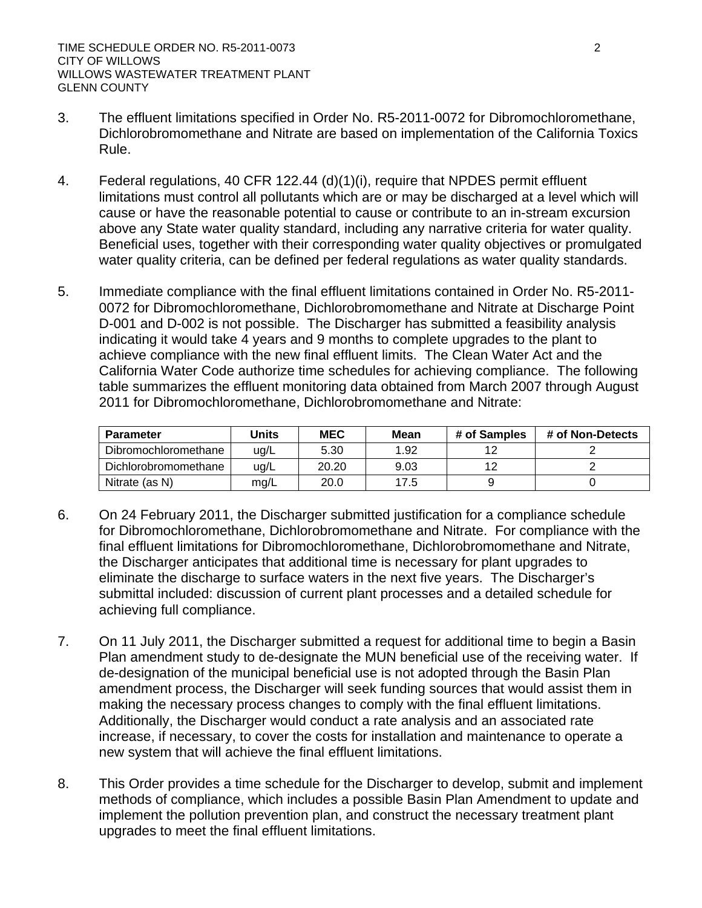3. The effluent limitations specified in Order No. R5-2011-0072 for Dibromochloromethane, Dichlorobromomethane and Nitrate are based on implementation of the California Toxics Rule.

4. Federal regulations, 40 CFR 122.44 (d)(1)(i), require that NPDES permit effluent limitations must control all pollutants which are or may be discharged at a level which will cause or have the reasonable potential to cause or contribute to an in-stream excursion above any State water quality standard, including any narrative criteria for water quality. Beneficial uses, together with their corresponding water quality objectives or promulgated water quality criteria, can be defined per federal regulations as water quality standards.

5. Immediate compliance with the final effluent limitations contained in Order No. R5-2011-0072 for Dibromochloromethane, Dichlorobromomethane and Nitrate at Discharge Point D-001 and D-002 is not possible. The Discharger has submitted a feasibility analysis indicating it would take 4 years and 9 months to complete upgrades to the plant to achieve compliance with the new final effluent limits. The Clean Water Act and the California Water Code authorize time schedules for achieving compliance. The following table summarizes the effluent monitoring data obtained from March 2007 through August 2011 for Dibromochloromethane, Dichlorobromomethane and Nitrate:

| Parameter | Units | MEC | Mean | # of Samples | # of Non-Detects |
|---|---|---|---|---|---|
| Dibromochloromethane | ug/L | 5.30 | 1.92 | 12 | 2 |
| Dichlorobromomethane | ug/L | 20.20 | 9.03 | 12 | 2 |
| Nitrate (as N) | mg/L | 20.0 | 17.5 | 9 | 0 |

6. On 24 February 2011, the Discharger submitted justification for a compliance schedule for Dibromochloromethane, Dichlorobromomethane and Nitrate. For compliance with the final effluent limitations for Dibromochloromethane, Dichlorobromomethane and Nitrate, the Discharger anticipates that additional time is necessary for plant upgrades to eliminate the discharge to surface waters in the next five years. The Discharger's submittal included: discussion of current plant processes and a detailed schedule for achieving full compliance.

7. On 11 July 2011, the Discharger submitted a request for additional time to begin a Basin Plan amendment study to de-designate the MUN beneficial use of the receiving water. If de-designation of the municipal beneficial use is not adopted through the Basin Plan amendment process, the Discharger will seek funding sources that would assist them in making the necessary process changes to comply with the final effluent limitations. Additionally, the Discharger would conduct a rate analysis and an associated rate increase, if necessary, to cover the costs for installation and maintenance to operate a new system that will achieve the final effluent limitations.

8. This Order provides a time schedule for the Discharger to develop, submit and implement methods of compliance, which includes a possible Basin Plan Amendment to update and implement the pollution prevention plan, and construct the necessary treatment plant upgrades to meet the final effluent limitations.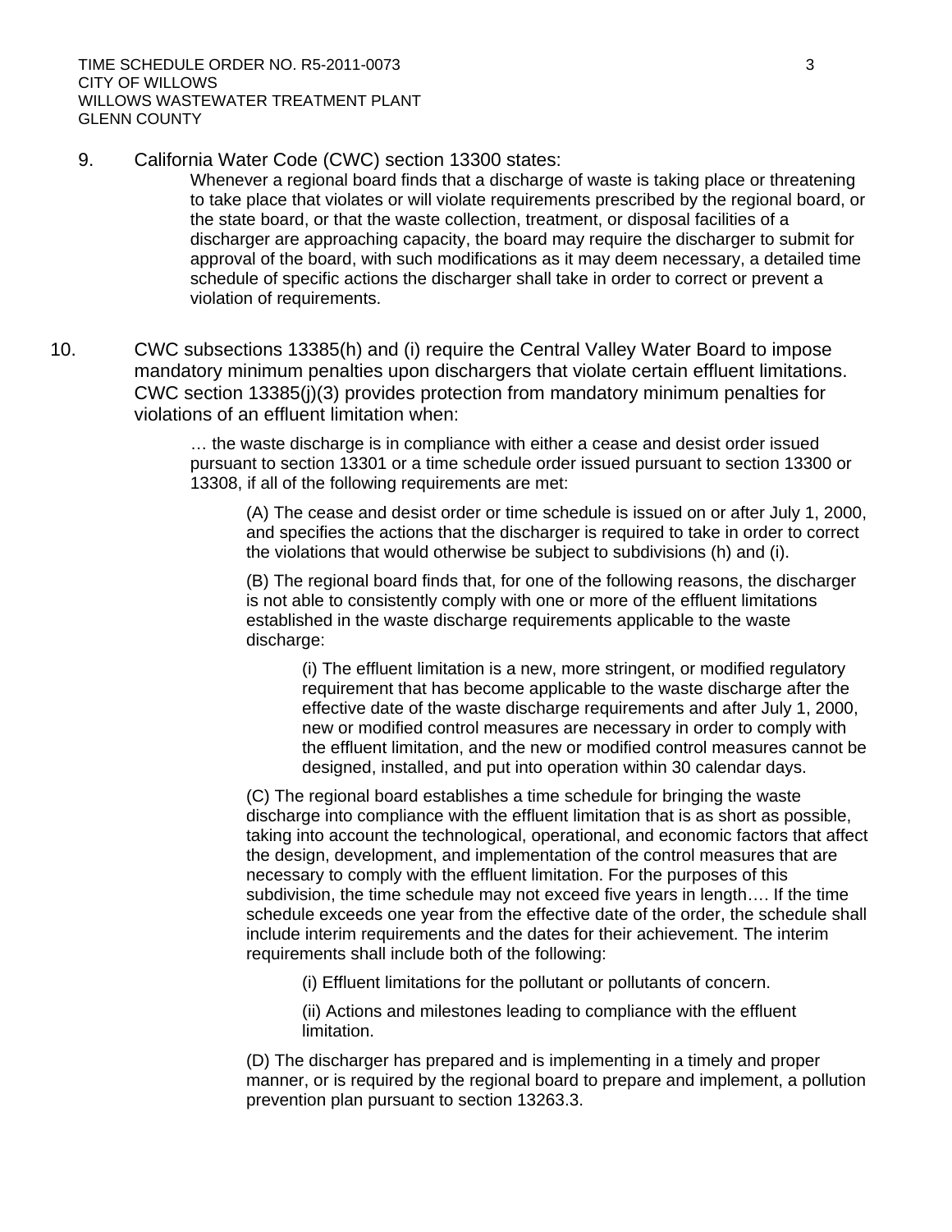9. California Water Code (CWC) section 13300 states:

   > Whenever a regional board finds that a discharge of waste is taking place or threatening to take place that violates or will violate requirements prescribed by the regional board, or the state board, or that the waste collection, treatment, or disposal facilities of a discharger are approaching capacity, the board may require the discharger to submit for approval of the board, with such modifications as it may deem necessary, a detailed time schedule of specific actions the discharger shall take in order to correct or prevent a violation of requirements.

10. CWC subsections 13385(h) and (i) require the Central Valley Water Board to impose mandatory minimum penalties upon dischargers that violate certain effluent limitations. CWC section 13385(j)(3) provides protection from mandatory minimum penalties for violations of an effluent limitation when:

    > … the waste discharge is in compliance with either a cease and desist order issued pursuant to section 13301 or a time schedule order issued pursuant to section 13300 or 13308, if all of the following requirements are met:
    >
    > (A) The cease and desist order or time schedule is issued on or after July 1, 2000, and specifies the actions that the discharger is required to take in order to correct the violations that would otherwise be subject to subdivisions (h) and (i).
    >
    > (B) The regional board finds that, for one of the following reasons, the discharger is not able to consistently comply with one or more of the effluent limitations established in the waste discharge requirements applicable to the waste discharge:
    >
    > (i) The effluent limitation is a new, more stringent, or modified regulatory requirement that has become applicable to the waste discharge after the effective date of the waste discharge requirements and after July 1, 2000, new or modified control measures are necessary in order to comply with the effluent limitation, and the new or modified control measures cannot be designed, installed, and put into operation within 30 calendar days.
    >
    > (C) The regional board establishes a time schedule for bringing the waste discharge into compliance with the effluent limitation that is as short as possible, taking into account the technological, operational, and economic factors that affect the design, development, and implementation of the control measures that are necessary to comply with the effluent limitation. For the purposes of this subdivision, the time schedule may not exceed five years in length…. If the time schedule exceeds one year from the effective date of the order, the schedule shall include interim requirements and the dates for their achievement. The interim requirements shall include both of the following:
    >
    > (i) Effluent limitations for the pollutant or pollutants of concern.
    >
    > (ii) Actions and milestones leading to compliance with the effluent limitation.
    >
    > (D) The discharger has prepared and is implementing in a timely and proper manner, or is required by the regional board to prepare and implement, a pollution prevention plan pursuant to section 13263.3.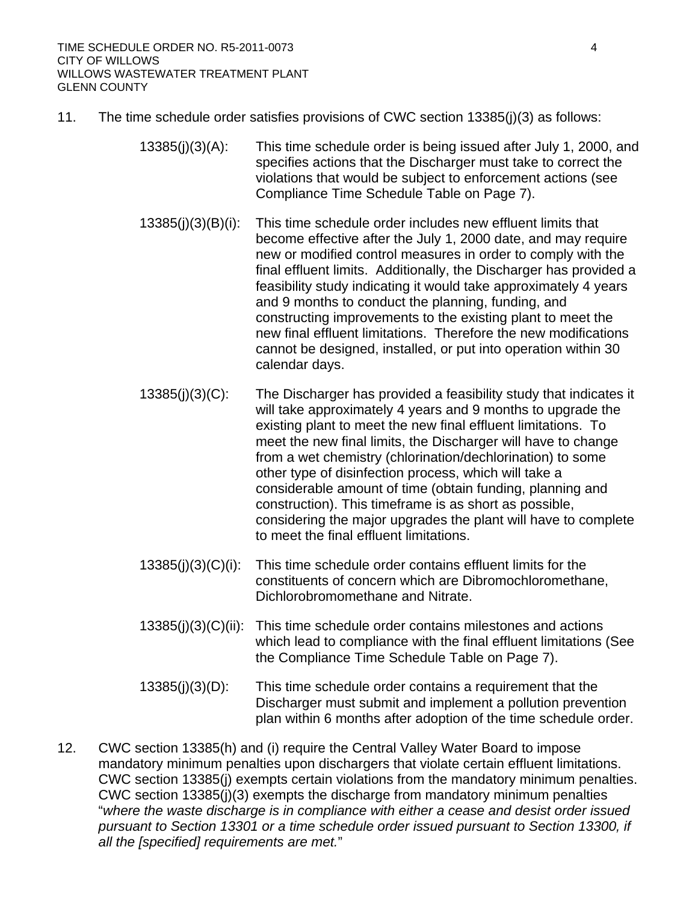11. The time schedule order satisfies provisions of CWC section 13385(j)(3) as follows:

    13385(j)(3)(A): This time schedule order is being issued after July 1, 2000, and specifies actions that the Discharger must take to correct the violations that would be subject to enforcement actions (see Compliance Time Schedule Table on Page 7).

    13385(j)(3)(B)(i): This time schedule order includes new effluent limits that become effective after the July 1, 2000 date, and may require new or modified control measures in order to comply with the final effluent limits. Additionally, the Discharger has provided a feasibility study indicating it would take approximately 4 years and 9 months to conduct the planning, funding, and constructing improvements to the existing plant to meet the new final effluent limitations. Therefore the new modifications cannot be designed, installed, or put into operation within 30 calendar days.

    13385(j)(3)(C): The Discharger has provided a feasibility study that indicates it will take approximately 4 years and 9 months to upgrade the existing plant to meet the new final effluent limitations. To meet the new final limits, the Discharger will have to change from a wet chemistry (chlorination/dechlorination) to some other type of disinfection process, which will take a considerable amount of time (obtain funding, planning and construction). This timeframe is as short as possible, considering the major upgrades the plant will have to complete to meet the final effluent limitations.

    13385(j)(3)(C)(i): This time schedule order contains effluent limits for the constituents of concern which are Dibromochloromethane, Dichlorobromomethane and Nitrate.

    13385(j)(3)(C)(ii): This time schedule order contains milestones and actions which lead to compliance with the final effluent limitations (See the Compliance Time Schedule Table on Page 7).

    13385(j)(3)(D): This time schedule order contains a requirement that the Discharger must submit and implement a pollution prevention plan within 6 months after adoption of the time schedule order.

12. CWC section 13385(h) and (i) require the Central Valley Water Board to impose mandatory minimum penalties upon dischargers that violate certain effluent limitations. CWC section 13385(j) exempts certain violations from the mandatory minimum penalties. CWC section 13385(j)(3) exempts the discharge from mandatory minimum penalties "*where the waste discharge is in compliance with either a cease and desist order issued pursuant to Section 13301 or a time schedule order issued pursuant to Section 13300, if all the [specified] requirements are met.*"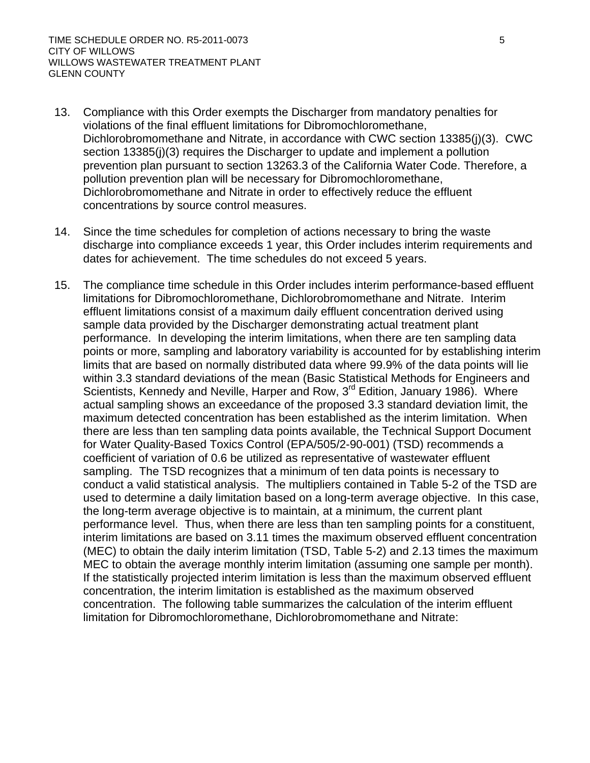13. Compliance with this Order exempts the Discharger from mandatory penalties for violations of the final effluent limitations for Dibromochloromethane, Dichlorobromomethane and Nitrate, in accordance with CWC section 13385(j)(3). CWC section 13385(j)(3) requires the Discharger to update and implement a pollution prevention plan pursuant to section 13263.3 of the California Water Code. Therefore, a pollution prevention plan will be necessary for Dibromochloromethane, Dichlorobromomethane and Nitrate in order to effectively reduce the effluent concentrations by source control measures.

14. Since the time schedules for completion of actions necessary to bring the waste discharge into compliance exceeds 1 year, this Order includes interim requirements and dates for achievement. The time schedules do not exceed 5 years.

15. The compliance time schedule in this Order includes interim performance-based effluent limitations for Dibromochloromethane, Dichlorobromomethane and Nitrate. Interim effluent limitations consist of a maximum daily effluent concentration derived using sample data provided by the Discharger demonstrating actual treatment plant performance. In developing the interim limitations, when there are ten sampling data points or more, sampling and laboratory variability is accounted for by establishing interim limits that are based on normally distributed data where 99.9% of the data points will lie within 3.3 standard deviations of the mean (Basic Statistical Methods for Engineers and Scientists, Kennedy and Neville, Harper and Row, 3rd Edition, January 1986). Where actual sampling shows an exceedance of the proposed 3.3 standard deviation limit, the maximum detected concentration has been established as the interim limitation. When there are less than ten sampling data points available, the Technical Support Document for Water Quality-Based Toxics Control (EPA/505/2-90-001) (TSD) recommends a coefficient of variation of 0.6 be utilized as representative of wastewater effluent sampling. The TSD recognizes that a minimum of ten data points is necessary to conduct a valid statistical analysis. The multipliers contained in Table 5-2 of the TSD are used to determine a daily limitation based on a long-term average objective. In this case, the long-term average objective is to maintain, at a minimum, the current plant performance level. Thus, when there are less than ten sampling points for a constituent, interim limitations are based on 3.11 times the maximum observed effluent concentration (MEC) to obtain the daily interim limitation (TSD, Table 5-2) and 2.13 times the maximum MEC to obtain the average monthly interim limitation (assuming one sample per month). If the statistically projected interim limitation is less than the maximum observed effluent concentration, the interim limitation is established as the maximum observed concentration. The following table summarizes the calculation of the interim effluent limitation for Dibromochloromethane, Dichlorobromomethane and Nitrate: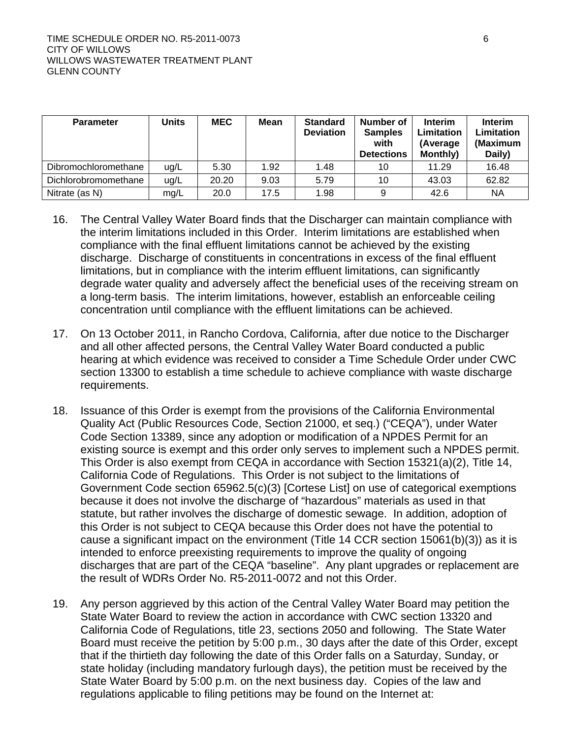| Parameter | Units | MEC | Mean | Standard Deviation | Number of Samples with Detections | Interim Limitation (Average Monthly) | Interim Limitation (Maximum Daily) |
|---|---|---|---|---|---|---|---|
| Dibromochloromethane | ug/L | 5.30 | 1.92 | 1.48 | 10 | 11.29 | 16.48 |
| Dichlorobromomethane | ug/L | 20.20 | 9.03 | 5.79 | 10 | 43.03 | 62.82 |
| Nitrate (as N) | mg/L | 20.0 | 17.5 | 1.98 | 9 | 42.6 | NA |

16. The Central Valley Water Board finds that the Discharger can maintain compliance with the interim limitations included in this Order. Interim limitations are established when compliance with the final effluent limitations cannot be achieved by the existing discharge. Discharge of constituents in concentrations in excess of the final effluent limitations, but in compliance with the interim effluent limitations, can significantly degrade water quality and adversely affect the beneficial uses of the receiving stream on a long-term basis. The interim limitations, however, establish an enforceable ceiling concentration until compliance with the effluent limitations can be achieved.

17. On 13 October 2011, in Rancho Cordova, California, after due notice to the Discharger and all other affected persons, the Central Valley Water Board conducted a public hearing at which evidence was received to consider a Time Schedule Order under CWC section 13300 to establish a time schedule to achieve compliance with waste discharge requirements.

18. Issuance of this Order is exempt from the provisions of the California Environmental Quality Act (Public Resources Code, Section 21000, et seq.) ("CEQA"), under Water Code Section 13389, since any adoption or modification of a NPDES Permit for an existing source is exempt and this order only serves to implement such a NPDES permit. This Order is also exempt from CEQA in accordance with Section 15321(a)(2), Title 14, California Code of Regulations. This Order is not subject to the limitations of Government Code section 65962.5(c)(3) [Cortese List] on use of categorical exemptions because it does not involve the discharge of "hazardous" materials as used in that statute, but rather involves the discharge of domestic sewage. In addition, adoption of this Order is not subject to CEQA because this Order does not have the potential to cause a significant impact on the environment (Title 14 CCR section 15061(b)(3)) as it is intended to enforce preexisting requirements to improve the quality of ongoing discharges that are part of the CEQA "baseline". Any plant upgrades or replacement are the result of WDRs Order No. R5-2011-0072 and not this Order.

19. Any person aggrieved by this action of the Central Valley Water Board may petition the State Water Board to review the action in accordance with CWC section 13320 and California Code of Regulations, title 23, sections 2050 and following. The State Water Board must receive the petition by 5:00 p.m., 30 days after the date of this Order, except that if the thirtieth day following the date of this Order falls on a Saturday, Sunday, or state holiday (including mandatory furlough days), the petition must be received by the State Water Board by 5:00 p.m. on the next business day. Copies of the law and regulations applicable to filing petitions may be found on the Internet at: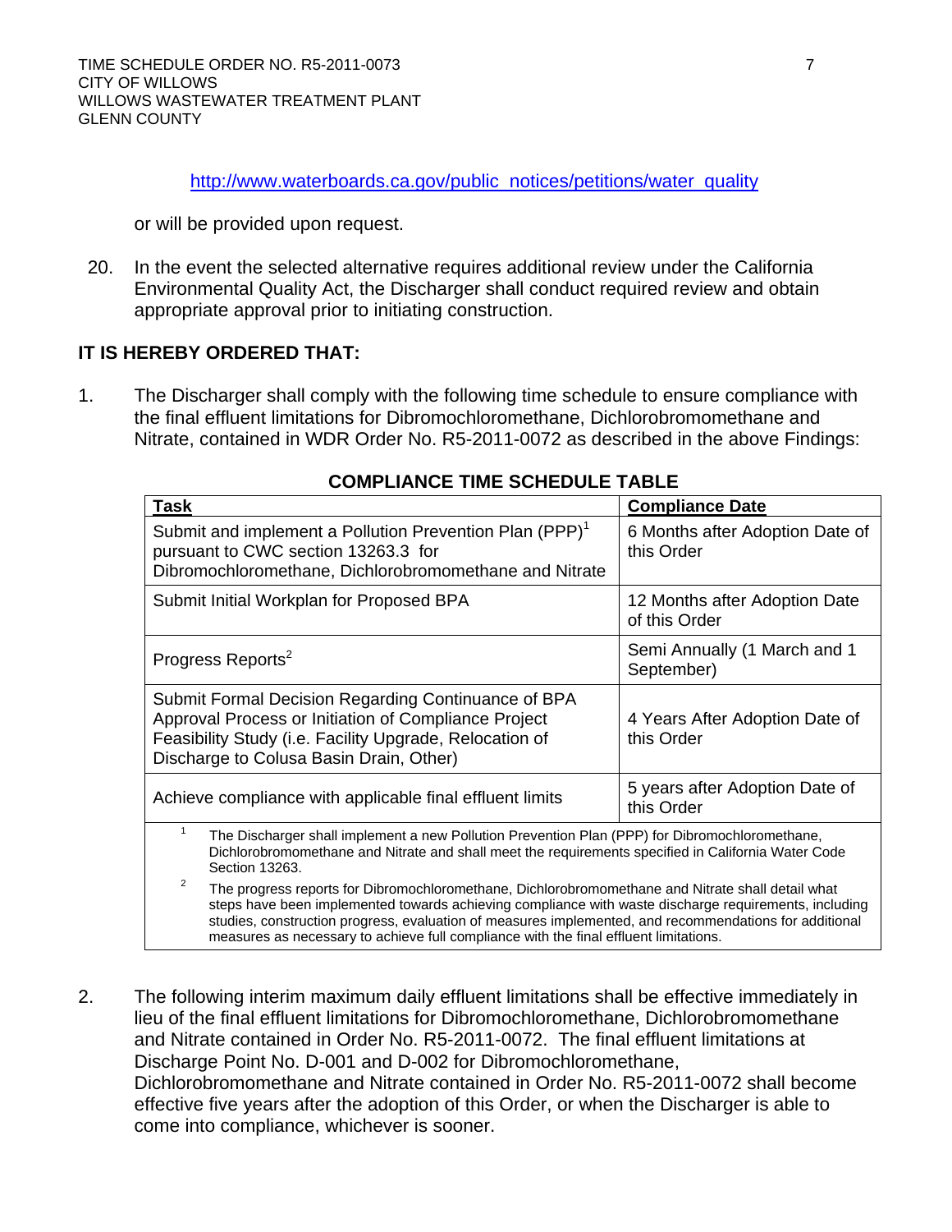http://www.waterboards.ca.gov/public_notices/petitions/water_quality

or will be provided upon request.

20. In the event the selected alternative requires additional review under the California Environmental Quality Act, the Discharger shall conduct required review and obtain appropriate approval prior to initiating construction.

**IT IS HEREBY ORDERED THAT:**

1. The Discharger shall comply with the following time schedule to ensure compliance with the final effluent limitations for Dibromochloromethane, Dichlorobromomethane and Nitrate, contained in WDR Order No. R5-2011-0072 as described in the above Findings:

**COMPLIANCE TIME SCHEDULE TABLE**

| Task | Compliance Date |
|---|---|
| Submit and implement a Pollution Prevention Plan (PPP)[1] pursuant to CWC section 13263.3 for Dibromochloromethane, Dichlorobromomethane and Nitrate | 6 Months after Adoption Date of this Order |
| Submit Initial Workplan for Proposed BPA | 12 Months after Adoption Date of this Order |
| Progress Reports[2] | Semi Annually (1 March and 1 September) |
| Submit Formal Decision Regarding Continuance of BPA Approval Process or Initiation of Compliance Project Feasibility Study (i.e. Facility Upgrade, Relocation of Discharge to Colusa Basin Drain, Other) | 4 Years After Adoption Date of this Order |
| Achieve compliance with applicable final effluent limits | 5 years after Adoption Date of this Order |

[1] The Discharger shall implement a new Pollution Prevention Plan (PPP) for Dibromochloromethane, Dichlorobromomethane and Nitrate and shall meet the requirements specified in California Water Code Section 13263.

[2] The progress reports for Dibromochloromethane, Dichlorobromomethane and Nitrate shall detail what steps have been implemented towards achieving compliance with waste discharge requirements, including studies, construction progress, evaluation of measures implemented, and recommendations for additional measures as necessary to achieve full compliance with the final effluent limitations.

2. The following interim maximum daily effluent limitations shall be effective immediately in lieu of the final effluent limitations for Dibromochloromethane, Dichlorobromomethane and Nitrate contained in Order No. R5-2011-0072. The final effluent limitations at Discharge Point No. D-001 and D-002 for Dibromochloromethane, Dichlorobromomethane and Nitrate contained in Order No. R5-2011-0072 shall become effective five years after the adoption of this Order, or when the Discharger is able to come into compliance, whichever is sooner.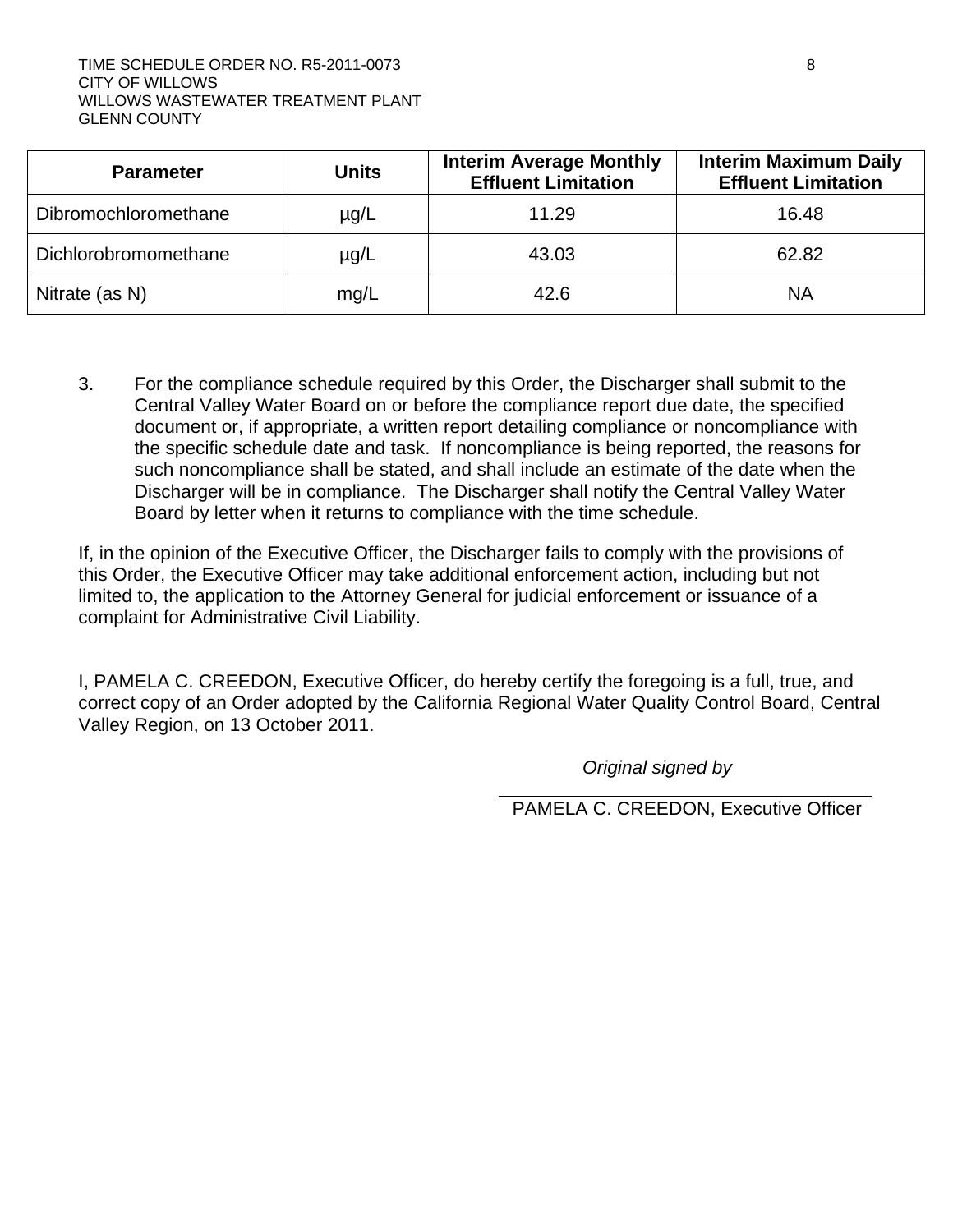| Parameter | Units | Interim Average Monthly Effluent Limitation | Interim Maximum Daily Effluent Limitation |
|---|---|---|---|
| Dibromochloromethane | µg/L | 11.29 | 16.48 |
| Dichlorobromomethane | µg/L | 43.03 | 62.82 |
| Nitrate (as N) | mg/L | 42.6 | NA |

3. For the compliance schedule required by this Order, the Discharger shall submit to the Central Valley Water Board on or before the compliance report due date, the specified document or, if appropriate, a written report detailing compliance or noncompliance with the specific schedule date and task. If noncompliance is being reported, the reasons for such noncompliance shall be stated, and shall include an estimate of the date when the Discharger will be in compliance. The Discharger shall notify the Central Valley Water Board by letter when it returns to compliance with the time schedule.

If, in the opinion of the Executive Officer, the Discharger fails to comply with the provisions of this Order, the Executive Officer may take additional enforcement action, including but not limited to, the application to the Attorney General for judicial enforcement or issuance of a complaint for Administrative Civil Liability.

I, PAMELA C. CREEDON, Executive Officer, do hereby certify the foregoing is a full, true, and correct copy of an Order adopted by the California Regional Water Quality Control Board, Central Valley Region, on 13 October 2011.

*Original signed by*

PAMELA C. CREEDON, Executive Officer